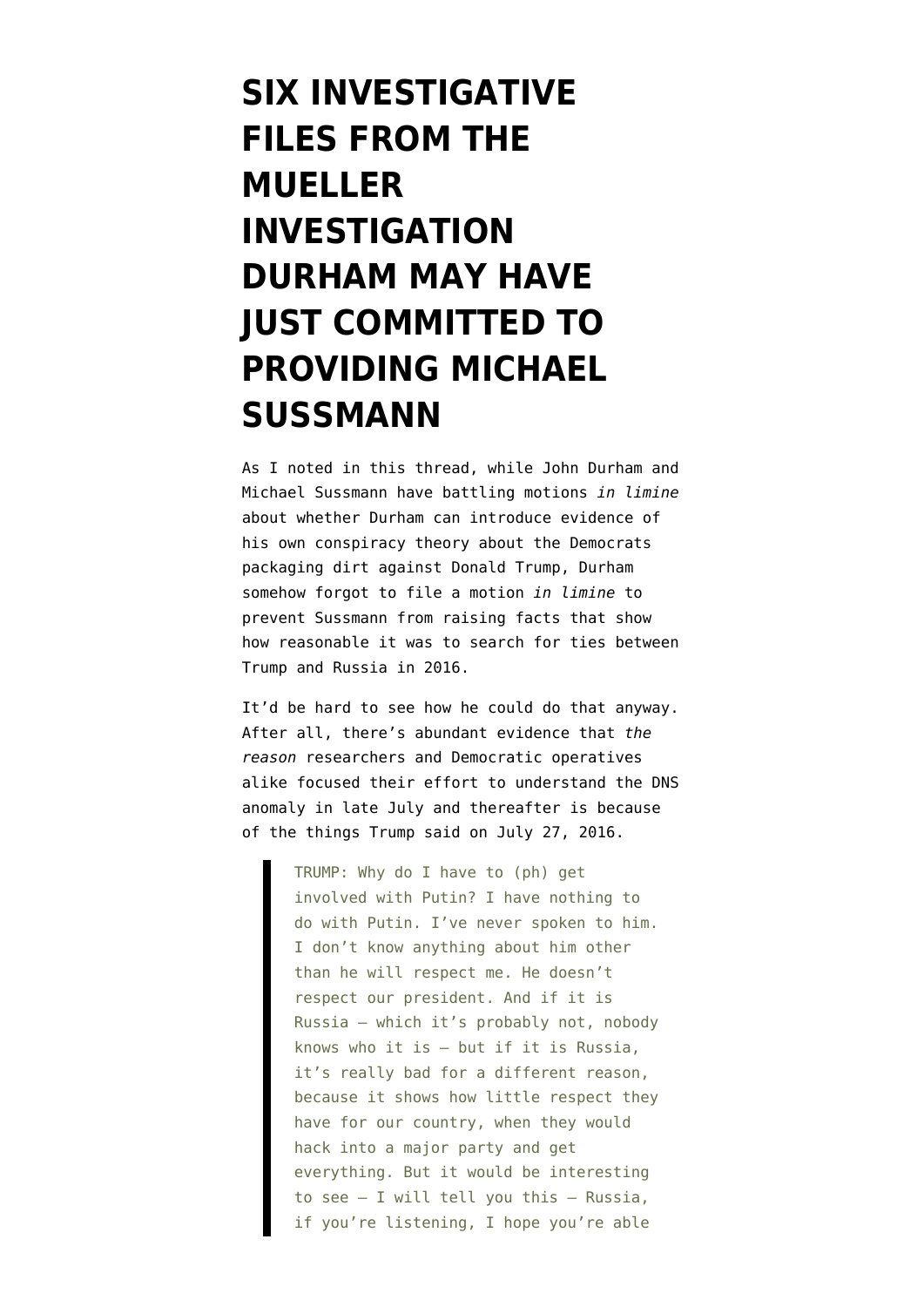# SIX INVESTIGATIVE FILES FROM THE MUELLER INVESTIGATION DURHAM MAY HAVE JUST COMMITTED TO PROVIDING MICHAEL SUSSMANN

As I noted in this thread, while John Durham and Michael Sussmann have battling motions *in limine* about whether Durham can introduce evidence of his own conspiracy theory about the Democrats packaging dirt against Donald Trump, Durham somehow forgot to file a motion *in limine* to prevent Sussmann from raising facts that show how reasonable it was to search for ties between Trump and Russia in 2016.

It'd be hard to see how he could do that anyway. After all, there's abundant evidence that *the reason* researchers and Democratic operatives alike focused their effort to understand the DNS anomaly in late July and thereafter is because of the things Trump said on July 27, 2016.

> TRUMP: Why do I have to (ph) get involved with Putin? I have nothing to do with Putin. I've never spoken to him. I don't know anything about him other than he will respect me. He doesn't respect our president. And if it is Russia — which it's probably not, nobody knows who it is — but if it is Russia, it's really bad for a different reason, because it shows how little respect they have for our country, when they would hack into a major party and get everything. But it would be interesting to see — I will tell you this — Russia, if you're listening, I hope you're able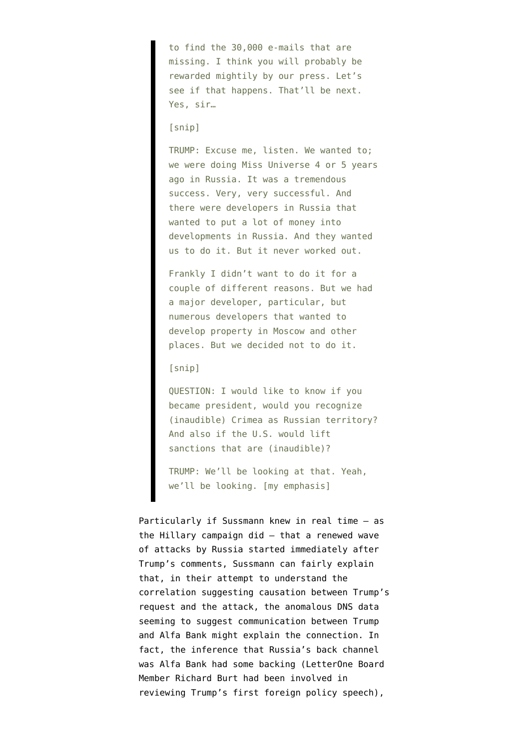> to find the 30,000 e-mails that are missing. I think you will probably be rewarded mightily by our press. Let's see if that happens. That'll be next. Yes, sir…
>
> [snip]
>
> TRUMP: Excuse me, listen. We wanted to; we were doing Miss Universe 4 or 5 years ago in Russia. It was a tremendous success. Very, very successful. And there were developers in Russia that wanted to put a lot of money into developments in Russia. And they wanted us to do it. But it never worked out.
>
> Frankly I didn't want to do it for a couple of different reasons. But we had a major developer, particular, but numerous developers that wanted to develop property in Moscow and other places. But we decided not to do it.
>
> [snip]
>
> QUESTION: I would like to know if you became president, would you recognize (inaudible) Crimea as Russian territory? And also if the U.S. would lift sanctions that are (inaudible)?
>
> TRUMP: We'll be looking at that. Yeah, we'll be looking. [my emphasis]

Particularly if Sussmann knew in real time — as the Hillary campaign did — that a renewed wave of attacks by Russia started immediately after Trump's comments, Sussmann can fairly explain that, in their attempt to understand the correlation suggesting causation between Trump's request and the attack, the anomalous DNS data seeming to suggest communication between Trump and Alfa Bank might explain the connection. In fact, the inference that Russia's back channel was Alfa Bank had some backing (LetterOne Board Member Richard Burt had been involved in reviewing Trump's first foreign policy speech),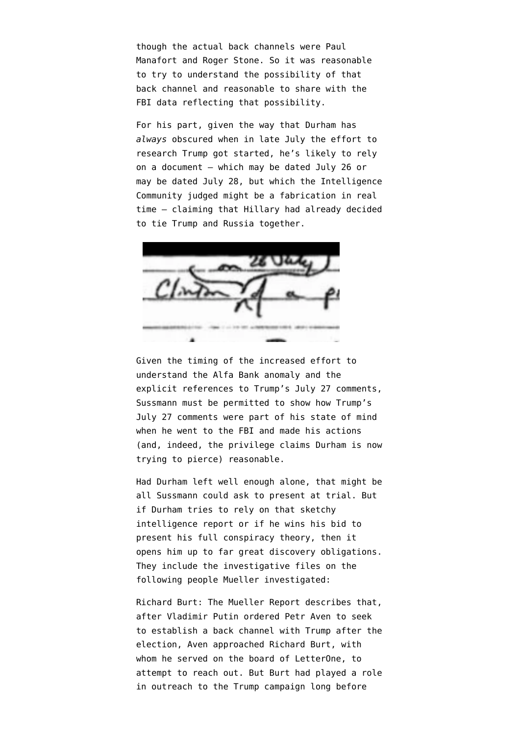though the actual back channels were Paul Manafort and Roger Stone. So it was reasonable to try to understand the possibility of that back channel and reasonable to share with the FBI data reflecting that possibility.

For his part, given the way that Durham has *always* obscured when in late July the effort to research Trump got started, he's likely to rely on a document — which may be dated July 26 or may be dated July 28, but which the Intelligence Community judged might be a fabrication in real time — claiming that Hillary had already decided to tie Trump and Russia together.

Given the timing of the increased effort to understand the Alfa Bank anomaly and the explicit references to Trump's July 27 comments, Sussmann must be permitted to show how Trump's July 27 comments were part of his state of mind when he went to the FBI and made his actions (and, indeed, the privilege claims Durham is now trying to pierce) reasonable.

Had Durham left well enough alone, that might be all Sussmann could ask to present at trial. But if Durham tries to rely on that sketchy intelligence report or if he wins his bid to present his full conspiracy theory, then it opens him up to far great discovery obligations. They include the investigative files on the following people Mueller investigated:

Richard Burt: The Mueller Report describes that, after Vladimir Putin ordered Petr Aven to seek to establish a back channel with Trump after the election, Aven approached Richard Burt, with whom he served on the board of LetterOne, to attempt to reach out. But Burt had played a role in outreach to the Trump campaign long before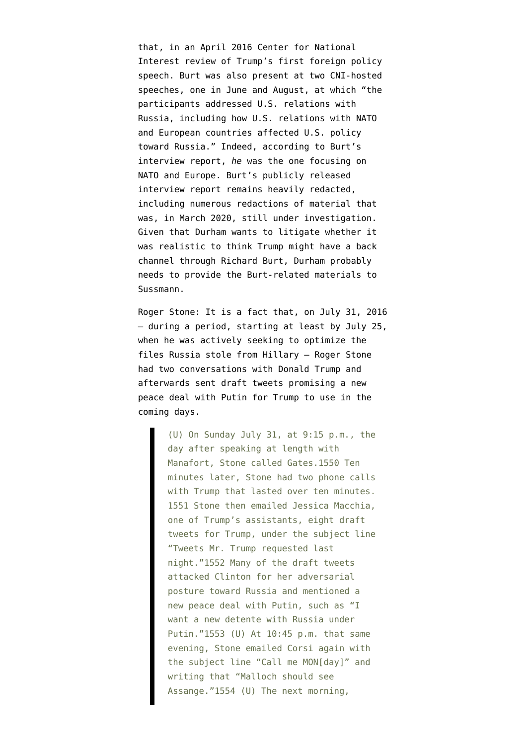that, in an April 2016 Center for National Interest review of Trump's first foreign policy speech. Burt was also present at two CNI-hosted speeches, one in June and August, at which "the participants addressed U.S. relations with Russia, including how U.S. relations with NATO and European countries affected U.S. policy toward Russia." Indeed, according to Burt's interview report, *he* was the one focusing on NATO and Europe. Burt's publicly released interview report remains heavily redacted, including numerous redactions of material that was, in March 2020, still under investigation. Given that Durham wants to litigate whether it was realistic to think Trump might have a back channel through Richard Burt, Durham probably needs to provide the Burt-related materials to Sussmann.

Roger Stone: It is a fact that, on July 31, 2016 — during a period, starting at least by July 25, when he was actively seeking to optimize the files Russia stole from Hillary — Roger Stone had two conversations with Donald Trump and afterwards sent draft tweets promising a new peace deal with Putin for Trump to use in the coming days.

> (U) On Sunday July 31, at 9:15 p.m., the day after speaking at length with Manafort, Stone called Gates.1550 Ten minutes later, Stone had two phone calls with Trump that lasted over ten minutes. 1551 Stone then emailed Jessica Macchia, one of Trump's assistants, eight draft tweets for Trump, under the subject line "Tweets Mr. Trump requested last night."1552 Many of the draft tweets attacked Clinton for her adversarial posture toward Russia and mentioned a new peace deal with Putin, such as "I want a new detente with Russia under Putin."1553 (U) At 10:45 p.m. that same evening, Stone emailed Corsi again with the subject line "Call me MON[day]" and writing that "Malloch should see Assange."1554 (U) The next morning,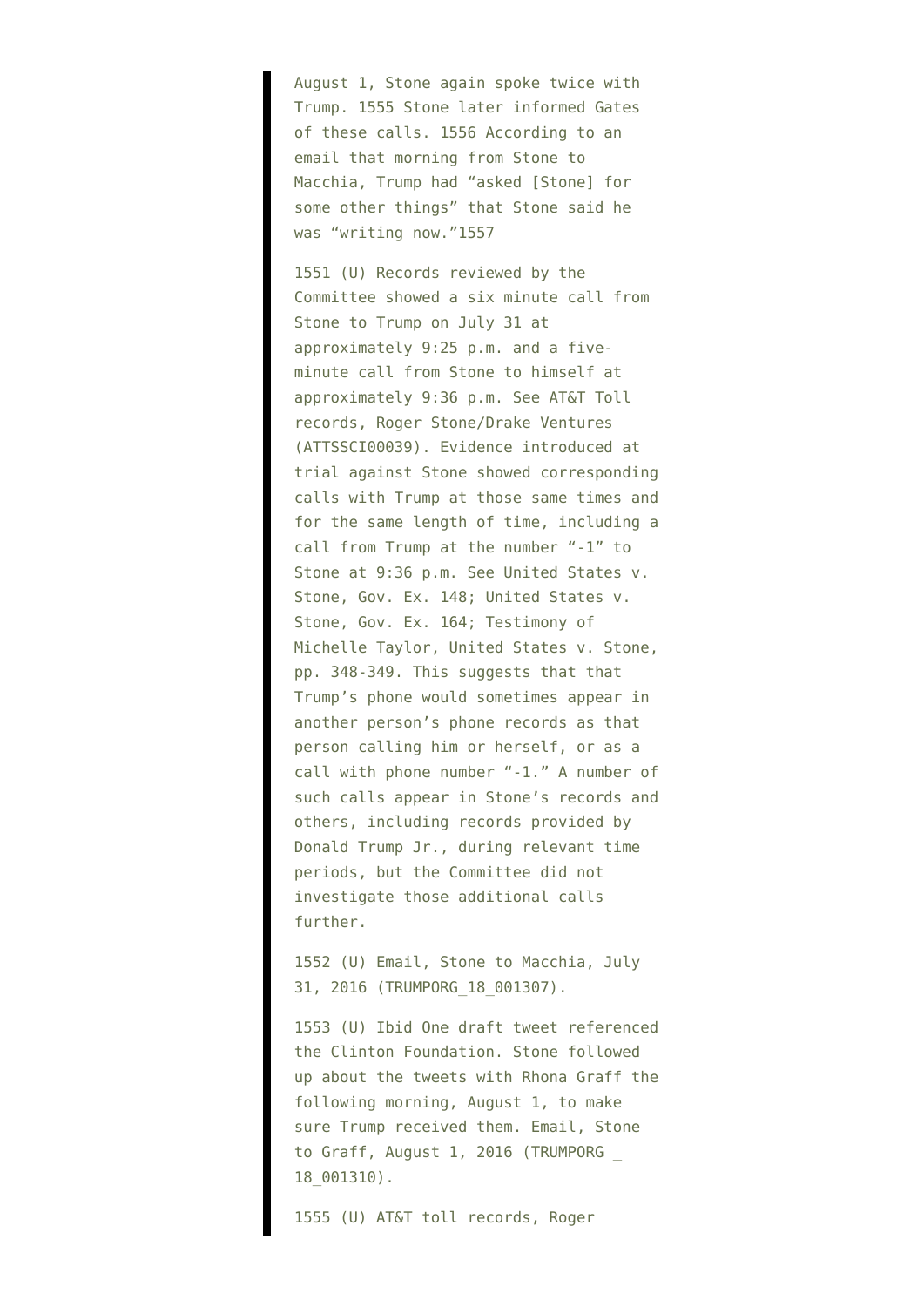August 1, Stone again spoke twice with Trump. 1555 Stone later informed Gates of these calls. 1556 According to an email that morning from Stone to Macchia, Trump had "asked [Stone] for some other things" that Stone said he was "writing now."1557

1551 (U) Records reviewed by the Committee showed a six minute call from Stone to Trump on July 31 at approximately 9:25 p.m. and a five-minute call from Stone to himself at approximately 9:36 p.m. See AT&T Toll records, Roger Stone/Drake Ventures (ATTSSCI00039). Evidence introduced at trial against Stone showed corresponding calls with Trump at those same times and for the same length of time, including a call from Trump at the number "-1" to Stone at 9:36 p.m. See United States v. Stone, Gov. Ex. 148; United States v. Stone, Gov. Ex. 164; Testimony of Michelle Taylor, United States v. Stone, pp. 348-349. This suggests that that Trump's phone would sometimes appear in another person's phone records as that person calling him or herself, or as a call with phone number "-1." A number of such calls appear in Stone's records and others, including records provided by Donald Trump Jr., during relevant time periods, but the Committee did not investigate those additional calls further.

1552 (U) Email, Stone to Macchia, July 31, 2016 (TRUMPORG_18_001307).

1553 (U) Ibid One draft tweet referenced the Clinton Foundation. Stone followed up about the tweets with Rhona Graff the following morning, August 1, to make sure Trump received them. Email, Stone to Graff, August 1, 2016 (TRUMPORG _ 18_001310).

1555 (U) AT&T toll records, Roger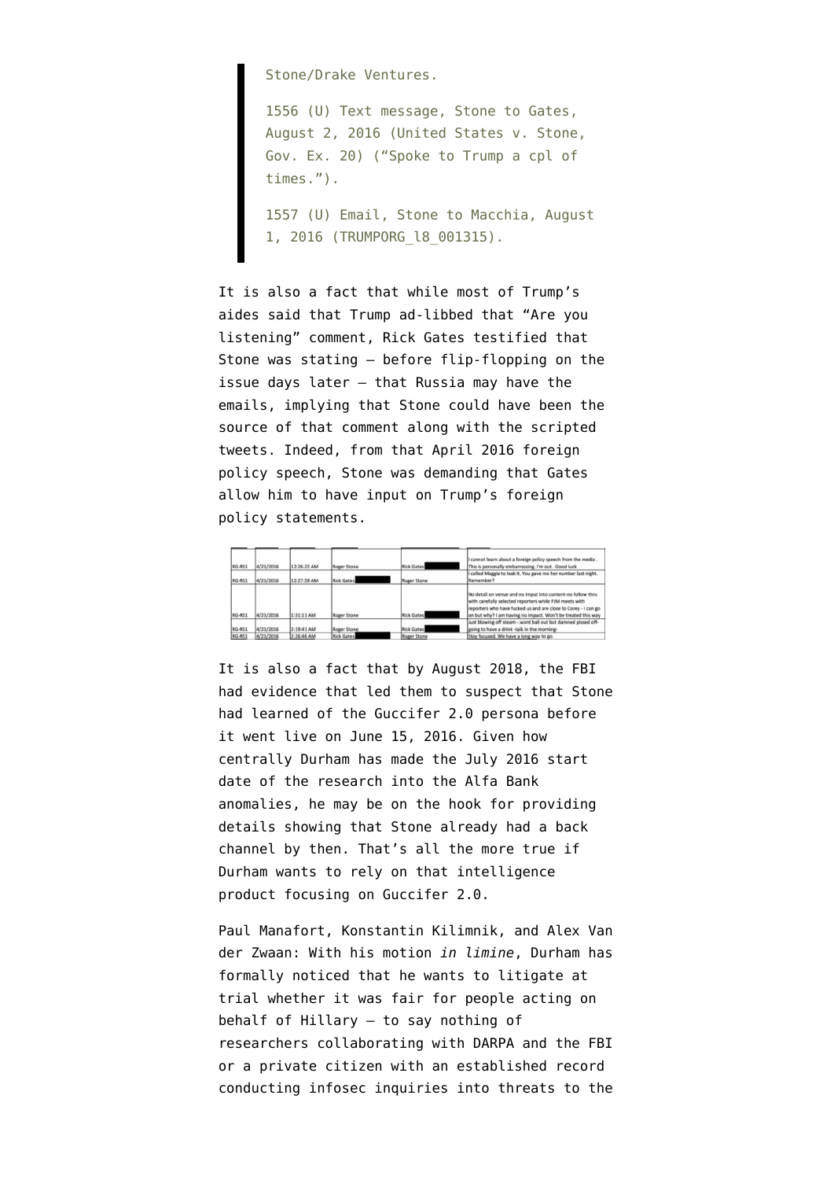> Stone/Drake Ventures.
>
> 1556 (U) Text message, Stone to Gates, August 2, 2016 (United States v. Stone, Gov. Ex. 20) ("Spoke to Trump a cpl of times.").
>
> 1557 (U) Email, Stone to Macchia, August 1, 2016 (TRUMPORG_18_001315).

It is also a fact that while most of Trump's aides said that Trump ad-libbed that "Are you listening" comment, Rick Gates testified that Stone was stating — before flip-flopping on the issue days later — that Russia may have the emails, implying that Stone could have been the source of that comment along with the scripted tweets. Indeed, from that April 2016 foreign policy speech, Stone was demanding that Gates allow him to have input on Trump's foreign policy statements.

| | | | | | |
|---|---|---|---|---|---|
| RG-RS1 | 4/23/2016 | 12:26:22 AM | Roger Stone | Rick Gates █ | I cannot learn about a foreign policy speech from the media . This is personally embarrassing. I'm out . Good luck |
| RG-RS1 | 4/23/2016 | 12:27:59 AM | Rick Gates █ | Roger Stone | I called Maggie to leak it. You gave me her number last night. Remember? |
| RG-RS1 | 4/23/2016 | 1:31:11 AM | Roger Stone | Rick Gates █ | No detail on venue and no input into content-no follow thru with carefully selected reporters while PJM meets with reporters who have fucked us and are close to Corey - I can go on but why? I am having no impact. Won't be treated this way |
| RG-RS1 | 4/23/2016 | 2:19:41 AM | Roger Stone | Rick Gates █ | Just blowing off steam -.wont bail out but damned pissed off-going to have a drink -talk in the morning- |
| RG-RS1 | 4/23/2016 | 2:26:46 AM | Rick Gates █ | Roger Stone | Stay focused. We have a long way to go. |

It is also a fact that by August 2018, the FBI had evidence that led them to suspect that Stone had learned of the Guccifer 2.0 persona before it went live on June 15, 2016. Given how centrally Durham has made the July 2016 start date of the research into the Alfa Bank anomalies, he may be on the hook for providing details showing that Stone already had a back channel by then. That's all the more true if Durham wants to rely on that intelligence product focusing on Guccifer 2.0.

Paul Manafort, Konstantin Kilimnik, and Alex Van der Zwaan: With his motion *in limine*, Durham has formally noticed that he wants to litigate at trial whether it was fair for people acting on behalf of Hillary — to say nothing of researchers collaborating with DARPA and the FBI or a private citizen with an established record conducting infosec inquiries into threats to the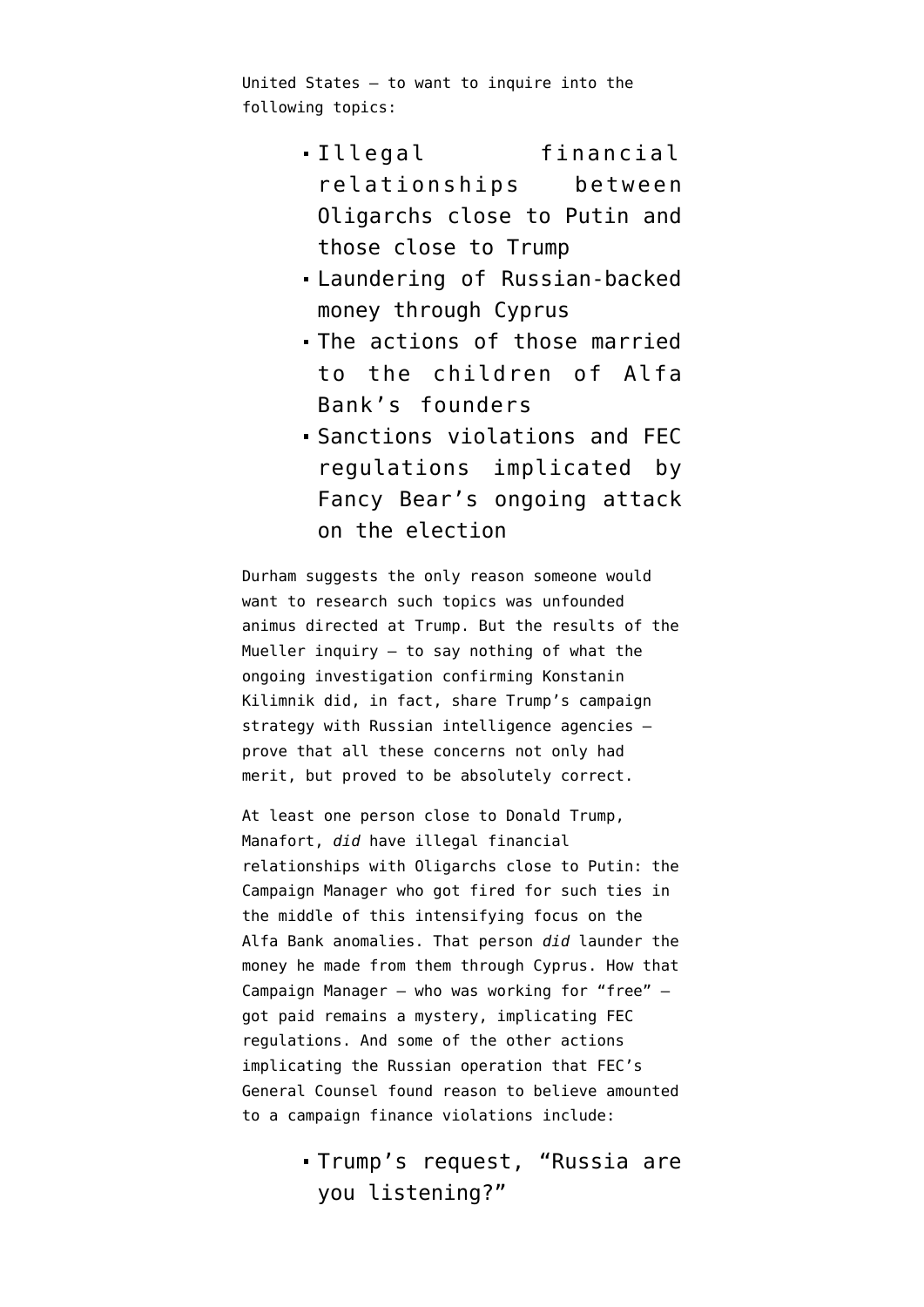United States — to want to inquire into the following topics:

- Illegal financial relationships between Oligarchs close to Putin and those close to Trump
- Laundering of Russian-backed money through Cyprus
- The actions of those married to the children of Alfa Bank's founders
- Sanctions violations and FEC regulations implicated by Fancy Bear's ongoing attack on the election

Durham suggests the only reason someone would want to research such topics was unfounded animus directed at Trump. But the results of the Mueller inquiry — to say nothing of what the ongoing investigation confirming Konstanin Kilimnik did, in fact, share Trump's campaign strategy with Russian intelligence agencies — prove that all these concerns not only had merit, but proved to be absolutely correct.

At least one person close to Donald Trump, Manafort, *did* have illegal financial relationships with Oligarchs close to Putin: the Campaign Manager who got fired for such ties in the middle of this intensifying focus on the Alfa Bank anomalies. That person *did* launder the money he made from them through Cyprus. How that Campaign Manager — who was working for "free" — got paid remains a mystery, implicating FEC regulations. And some of the other actions implicating the Russian operation that FEC's General Counsel found reason to believe amounted to a campaign finance violations include:

- Trump's request, "Russia are you listening?"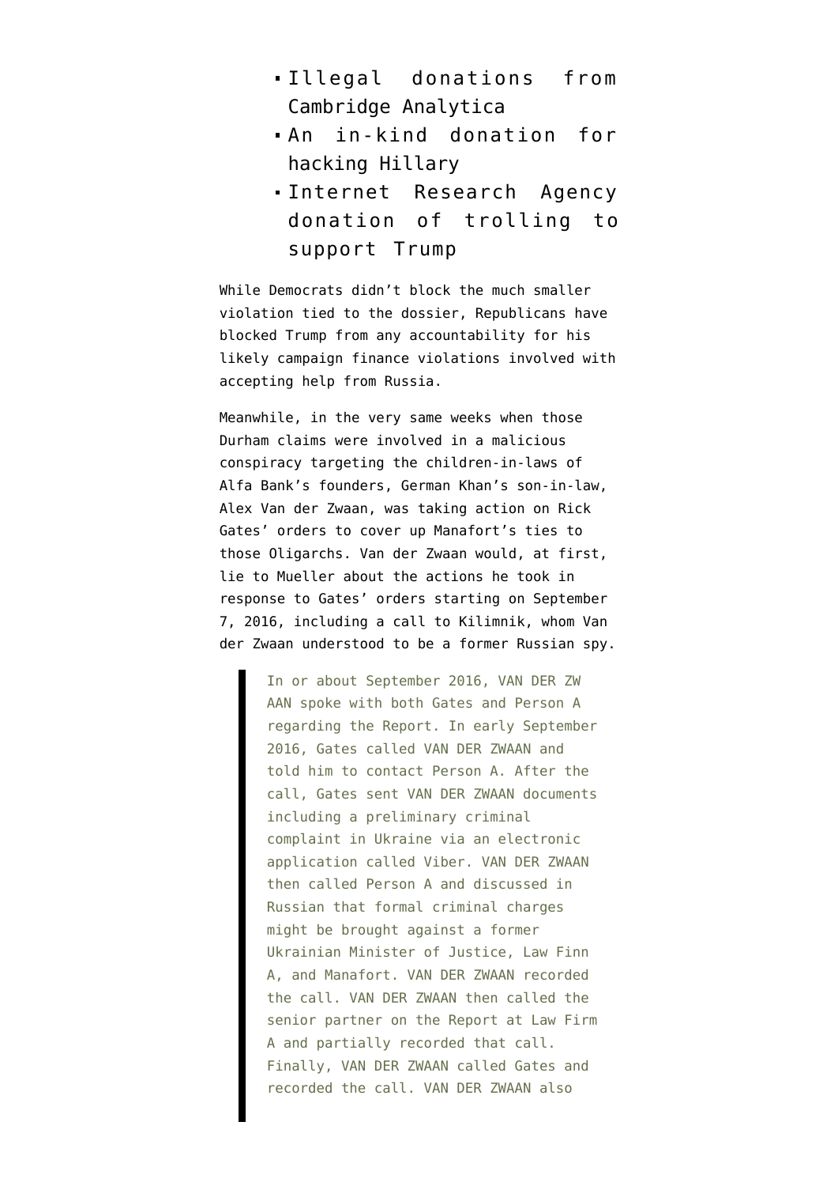- Illegal donations from Cambridge Analytica
- An in-kind donation for hacking Hillary
- Internet Research Agency donation of trolling to support Trump

While Democrats didn't block the much smaller violation tied to the dossier, Republicans have blocked Trump from any accountability for his likely campaign finance violations involved with accepting help from Russia.

Meanwhile, in the very same weeks when those Durham claims were involved in a malicious conspiracy targeting the children-in-laws of Alfa Bank's founders, German Khan's son-in-law, Alex Van der Zwaan, was taking action on Rick Gates' orders to cover up Manafort's ties to those Oligarchs. Van der Zwaan would, at first, lie to Mueller about the actions he took in response to Gates' orders starting on September 7, 2016, including a call to Kilimnik, whom Van der Zwaan understood to be a former Russian spy.

> In or about September 2016, VAN DER ZWAAN spoke with both Gates and Person A regarding the Report. In early September 2016, Gates called VAN DER ZWAAN and told him to contact Person A. After the call, Gates sent VAN DER ZWAAN documents including a preliminary criminal complaint in Ukraine via an electronic application called Viber. VAN DER ZWAAN then called Person A and discussed in Russian that formal criminal charges might be brought against a former Ukrainian Minister of Justice, Law Finn A, and Manafort. VAN DER ZWAAN recorded the call. VAN DER ZWAAN then called the senior partner on the Report at Law Firm A and partially recorded that call. Finally, VAN DER ZWAAN called Gates and recorded the call. VAN DER ZWAAN also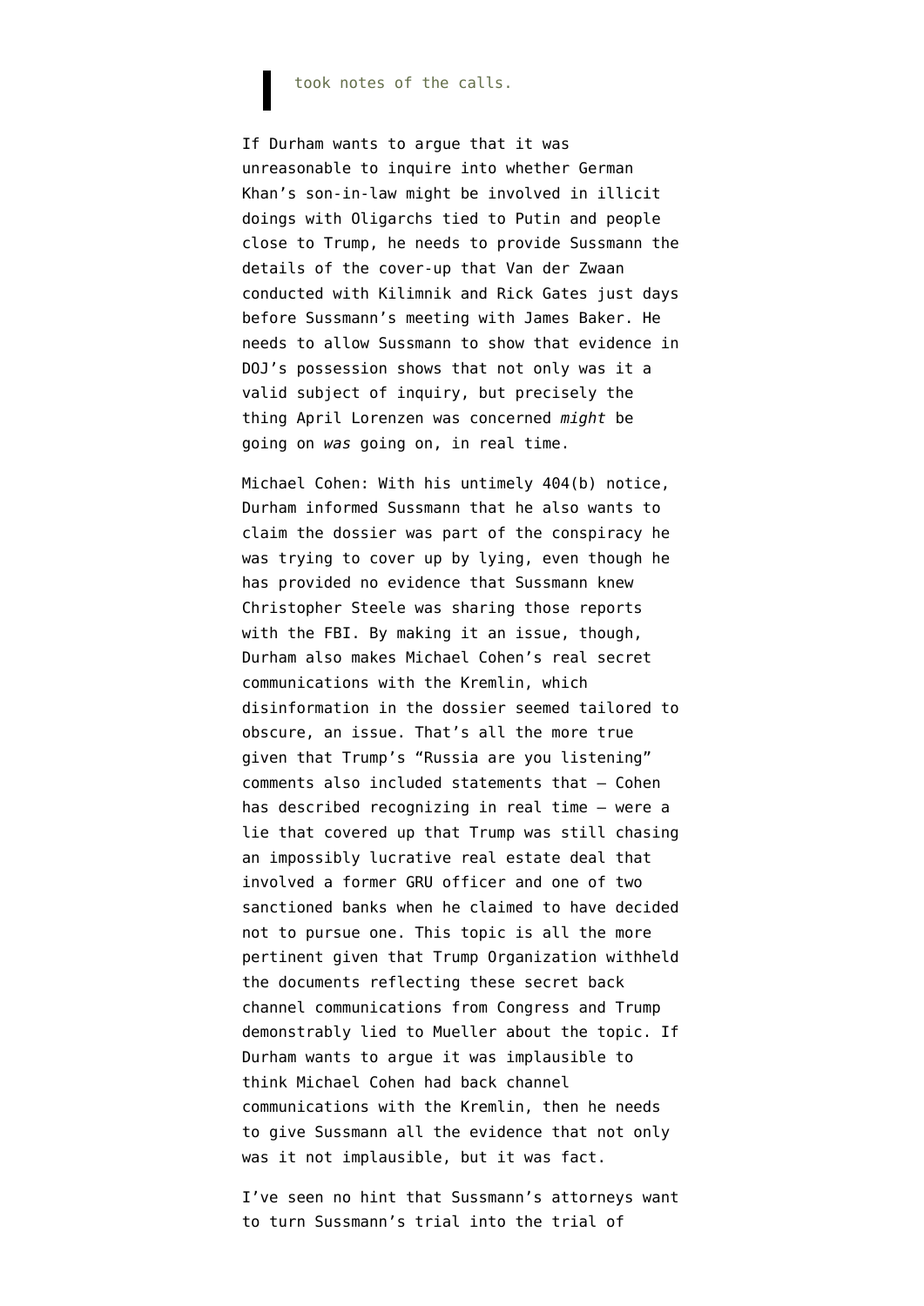> took notes of the calls.

If Durham wants to argue that it was unreasonable to inquire into whether German Khan's son-in-law might be involved in illicit doings with Oligarchs tied to Putin and people close to Trump, he needs to provide Sussmann the details of the cover-up that Van der Zwaan conducted with Kilimnik and Rick Gates just days before Sussmann's meeting with James Baker. He needs to allow Sussmann to show that evidence in DOJ's possession shows that not only was it a valid subject of inquiry, but precisely the thing April Lorenzen was concerned *might* be going on *was* going on, in real time.

Michael Cohen: With his untimely 404(b) notice, Durham informed Sussmann that he also wants to claim the dossier was part of the conspiracy he was trying to cover up by lying, even though he has provided no evidence that Sussmann knew Christopher Steele was sharing those reports with the FBI. By making it an issue, though, Durham also makes Michael Cohen's real secret communications with the Kremlin, which disinformation in the dossier seemed tailored to obscure, an issue. That's all the more true given that Trump's "Russia are you listening" comments also included statements that — Cohen has described recognizing in real time — were a lie that covered up that Trump was still chasing an impossibly lucrative real estate deal that involved a former GRU officer and one of two sanctioned banks when he claimed to have decided not to pursue one. This topic is all the more pertinent given that Trump Organization withheld the documents reflecting these secret back channel communications from Congress and Trump demonstrably lied to Mueller about the topic. If Durham wants to argue it was implausible to think Michael Cohen had back channel communications with the Kremlin, then he needs to give Sussmann all the evidence that not only was it not implausible, but it was fact.

I've seen no hint that Sussmann's attorneys want to turn Sussmann's trial into the trial of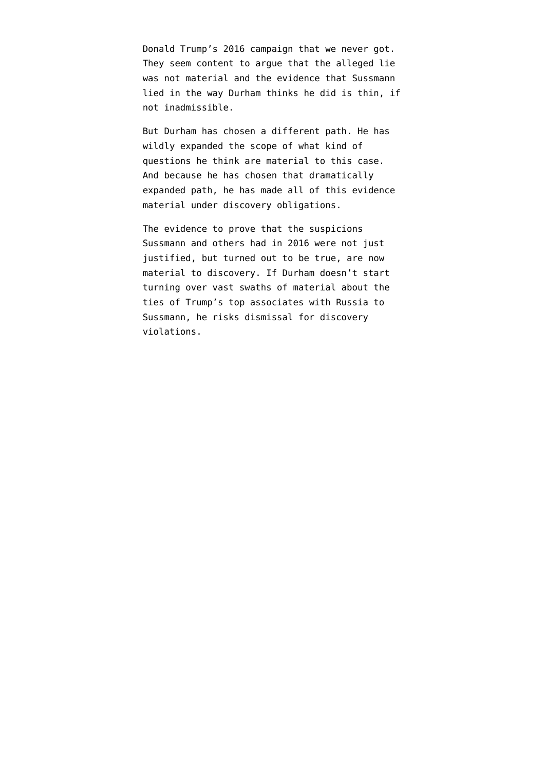Donald Trump's 2016 campaign that we never got. They seem content to argue that the alleged lie was not material and the evidence that Sussmann lied in the way Durham thinks he did is thin, if not inadmissible.

But Durham has chosen a different path. He has wildly expanded the scope of what kind of questions he think are material to this case. And because he has chosen that dramatically expanded path, he has made all of this evidence material under discovery obligations.

The evidence to prove that the suspicions Sussmann and others had in 2016 were not just justified, but turned out to be true, are now material to discovery. If Durham doesn't start turning over vast swaths of material about the ties of Trump's top associates with Russia to Sussmann, he risks dismissal for discovery violations.